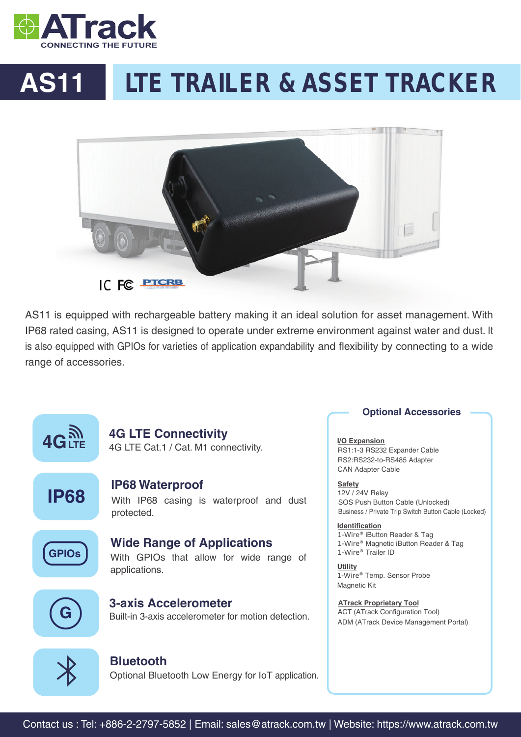ATrack
CONNECTING THE FUTURE

# AS11 LTE TRAILER & ASSET TRACKER

IC FC PTCRB

AS11 is equipped with rechargeable battery making it an ideal solution for asset management. With IP68 rated casing, AS11 is designed to operate under extreme environment against water and dust. It is also equipped with GPIOs for varieties of application expandability and flexibility by connecting to a wide range of accessories.

### 4G LTE Connectivity

4G LTE Cat.1 / Cat. M1 connectivity.

### IP68 Waterproof

With IP68 casing is waterproof and dust protected.

### Wide Range of Applications

With GPIOs that allow for wide range of applications.

### 3-axis Accelerometer

Built-in 3-axis accelerometer for motion detection.

### Bluetooth

Optional Bluetooth Low Energy for IoT application.

## Optional Accessories

**I/O Expansion**
- RS1:1-3 RS232 Expander Cable
- RS2:RS232-to-RS485 Adapter
- CAN Adapter Cable

**Safety**
- 12V / 24V Relay
- SOS Push Button Cable (Unlocked)
- Business / Private Trip Switch Button Cable (Locked)

**Identification**
- 1-Wire® iButton Reader & Tag
- 1-Wire® Magnetic iButton Reader & Tag
- 1-Wire® Trailer ID

**Utility**
- 1-Wire® Temp. Sensor Probe
- Magnetic Kit

**ATrack Proprietary Tool**
- ACT (ATrack Configuration Tool)
- ADM (ATrack Device Management Portal)

Contact us : Tel: +886-2-2797-5852 | Email: sales@atrack.com.tw | Website: https://www.atrack.com.tw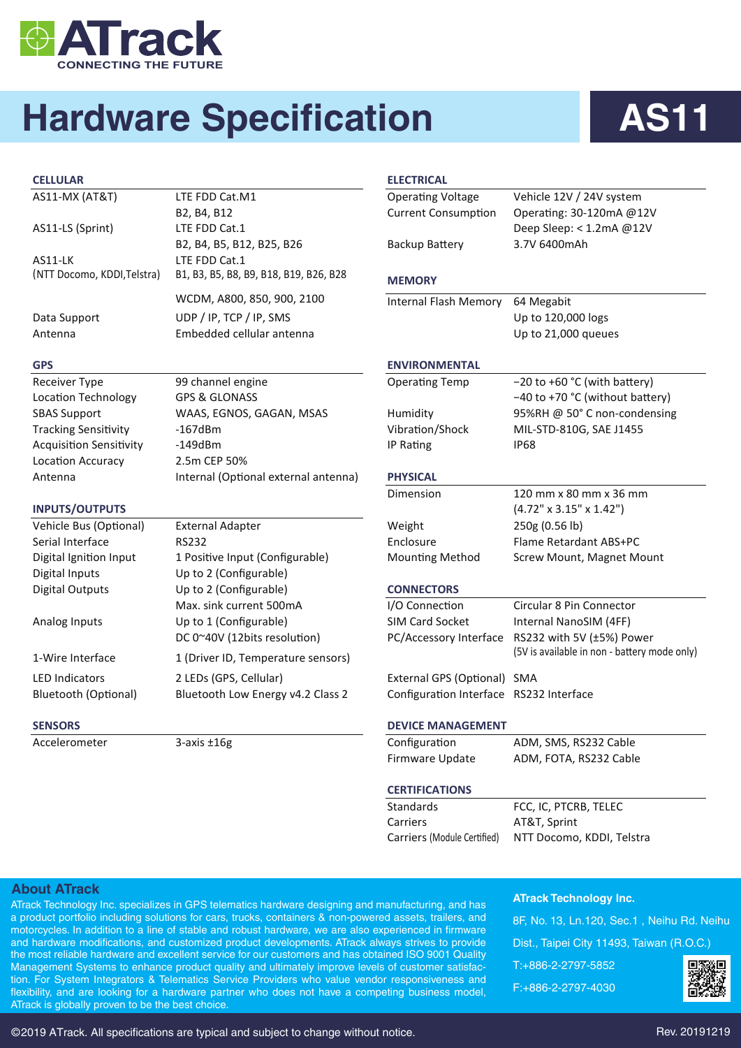# Hardware Specification

## AS11

### CELLULAR

| | |
|---|---|
| AS11-MX (AT&T) | LTE FDD Cat.M1<br>B2, B4, B12 |
| AS11-LS (Sprint) | LTE FDD Cat.1<br>B2, B4, B5, B12, B25, B26 |
| AS11-LK<br>(NTT Docomo, KDDI,Telstra) | LTE FDD Cat.1<br>B1, B3, B5, B8, B9, B18, B19, B26, B28<br>WCDM, A800, 850, 900, 2100 |
| Data Support | UDP / IP, TCP / IP, SMS |
| Antenna | Embedded cellular antenna |

### GPS

| | |
|---|---|
| Receiver Type | 99 channel engine |
| Location Technology | GPS & GLONASS |
| SBAS Support | WAAS, EGNOS, GAGAN, MSAS |
| Tracking Sensitivity | -167dBm |
| Acquisition Sensitivity | -149dBm |
| Location Accuracy | 2.5m CEP 50% |
| Antenna | Internal (Optional external antenna) |

### INPUTS/OUTPUTS

| | |
|---|---|
| Vehicle Bus (Optional) | External Adapter |
| Serial Interface | RS232 |
| Digital Ignition Input | 1 Positive Input (Configurable) |
| Digital Inputs | Up to 2 (Configurable) |
| Digital Outputs | Up to 2 (Configurable)<br>Max. sink current 500mA |
| Analog Inputs | Up to 1 (Configurable)<br>DC 0~40V (12bits resolution) |
| 1-Wire Interface | 1 (Driver ID, Temperature sensors) |
| LED Indicators | 2 LEDs (GPS, Cellular) |
| Bluetooth (Optional) | Bluetooth Low Energy v4.2 Class 2 |

### SENSORS

| | |
|---|---|
| Accelerometer | 3-axis ±16g |

### ELECTRICAL

| | |
|---|---|
| Operating Voltage | Vehicle 12V / 24V system |
| Current Consumption | Operating: 30-120mA @12V<br>Deep Sleep: < 1.2mA @12V |
| Backup Battery | 3.7V 6400mAh |

### MEMORY

| | |
|---|---|
| Internal Flash Memory | 64 Megabit<br>Up to 120,000 logs<br>Up to 21,000 queues |

### ENVIRONMENTAL

| | |
|---|---|
| Operating Temp | −20 to +60 °C (with battery)<br>−40 to +70 °C (without battery) |
| Humidity | 95%RH @ 50° C non-condensing |
| Vibration/Shock | MIL-STD-810G, SAE J1455 |
| IP Rating | IP68 |

### PHYSICAL

| | |
|---|---|
| Dimension | 120 mm x 80 mm x 36 mm<br>(4.72" x 3.15" x 1.42") |
| Weight | 250g (0.56 lb) |
| Enclosure | Flame Retardant ABS+PC |
| Mounting Method | Screw Mount, Magnet Mount |

### CONNECTORS

| | |
|---|---|
| I/O Connection | Circular 8 Pin Connector |
| SIM Card Socket | Internal NanoSIM (4FF) |
| PC/Accessory Interface | RS232 with 5V (±5%) Power<br>(5V is available in non - battery mode only) |
| External GPS (Optional) | SMA |
| Configuration Interface | RS232 Interface |

### DEVICE MANAGEMENT

| | |
|---|---|
| Configuration | ADM, SMS, RS232 Cable |
| Firmware Update | ADM, FOTA, RS232 Cable |

### CERTIFICATIONS

| | |
|---|---|
| Standards | FCC, IC, PTCRB, TELEC |
| Carriers | AT&T, Sprint |
| Carriers (Module Certified) | NTT Docomo, KDDI, Telstra |

### About ATrack

ATrack Technology Inc. specializes in GPS telematics hardware designing and manufacturing, and has a product portfolio including solutions for cars, trucks, containers & non-powered assets, trailers, and motorcycles. In addition to a line of stable and robust hardware, we are also experienced in firmware and hardware modifications, and customized product developments. ATrack always strives to provide the most reliable hardware and excellent service for our customers and has obtained ISO 9001 Quality Management Systems to enhance product quality and ultimately improve levels of customer satisfaction. For System Integrators & Telematics Service Providers who value vendor responsiveness and flexibility, and are looking for a hardware partner who does not have a competing business model, ATrack is globally proven to be the best choice.

**ATrack Technology Inc.**

8F, No. 13, Ln.120, Sec.1 , Neihu Rd. Neihu Dist., Taipei City 11493, Taiwan (R.O.C.)

T:+886-2-2797-5852

F:+886-2-2797-4030

©2019 ATrack. All specifications are typical and subject to change without notice.

Rev. 20191219